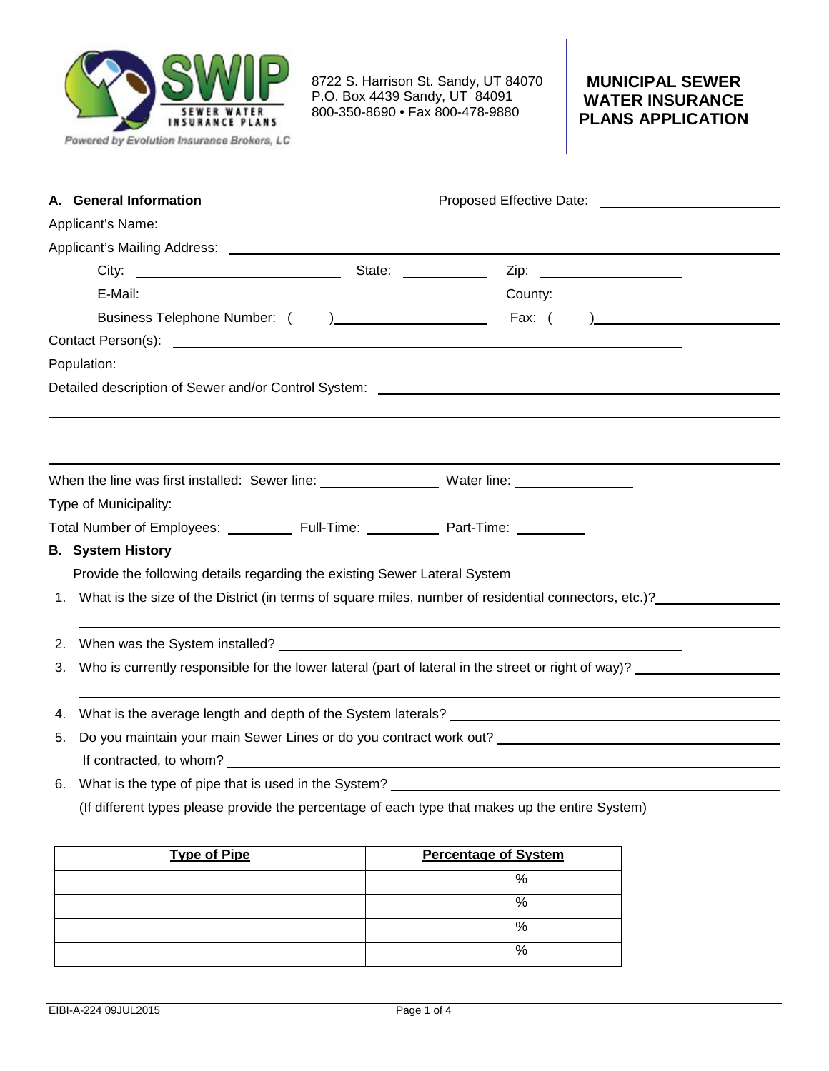SWIP SEWER WATER INSURANCE PLANS

Powered by Evolution Insurance Brokers, LC

8722 S. Harrison St. Sandy, UT 84070
P.O. Box 4439 Sandy, UT 84091
800-350-8690 • Fax 800-478-9880

# MUNICIPAL SEWER WATER INSURANCE PLANS APPLICATION

## A. General Information

Proposed Effective Date: ____________________

Applicant's Name: ____________________

Applicant's Mailing Address: ____________________

City: ____________________ State: __________ Zip: ____________________

E-Mail: ____________________ County: ____________________

Business Telephone Number: ( ) ____________________ Fax: ( ) ____________________

Contact Person(s): ____________________

Population: ____________________

Detailed description of Sewer and/or Control System: ____________________

____________________

____________________

____________________

When the line was first installed: Sewer line: ______________ Water line: ______________

Type of Municipality: ____________________

Total Number of Employees: ________ Full-Time: ________ Part-Time: ________

## B. System History

Provide the following details regarding the existing Sewer Lateral System

1. What is the size of the District (in terms of square miles, number of residential connectors, etc.)? ____________________

   ____________________

2. When was the System installed? ____________________
3. Who is currently responsible for the lower lateral (part of lateral in the street or right of way)? ____________________

   ____________________

4. What is the average length and depth of the System laterals? ____________________
5. Do you maintain your main Sewer Lines or do you contract work out? ____________________

   If contracted, to whom? ____________________

6. What is the type of pipe that is used in the System? ____________________

   (If different types please provide the percentage of each type that makes up the entire System)

| Type of Pipe | Percentage of System |
|---|---|
| | % |
| | % |
| | % |
| | % |

EIBI-A-224 09JUL2015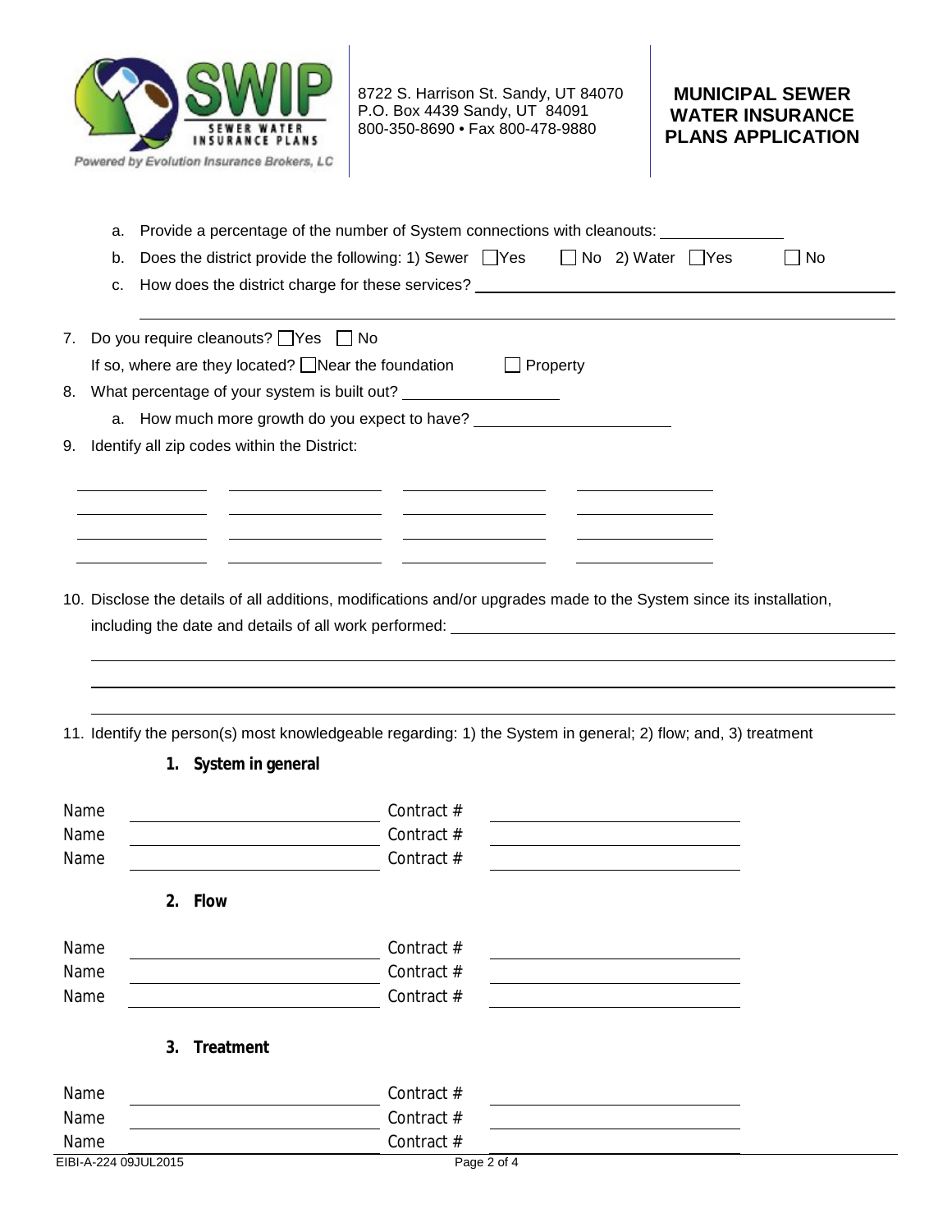**MUNICIPAL SEWER WATER INSURANCE PLANS APPLICATION**

8722 S. Harrison St. Sandy, UT 84070
P.O. Box 4439 Sandy, UT 84091
800-350-8690 • Fax 800-478-9880

a. Provide a percentage of the number of System connections with cleanouts: ____________

b. Does the district provide the following: 1) Sewer ☐ Yes ☐ No 2) Water ☐ Yes ☐ No

c. How does the district charge for these services? ____________________________________________

______________________________________________________________

7. Do you require cleanouts? ☐ Yes ☐ No

   If so, where are they located? ☐ Near the foundation ☐ Property

8. What percentage of your system is built out? ________________

   a. How much more growth do you expect to have? ____________________

9. Identify all zip codes within the District:

| | | | |
|---|---|---|---|
| | | | |
| | | | |
| | | | |
| | | | |

10. Disclose the details of all additions, modifications and/or upgrades made to the System since its installation, including the date and details of all work performed: ____________________________________________

______________________________________________________________

______________________________________________________________

______________________________________________________________

11. Identify the person(s) most knowledgeable regarding: 1) the System in general; 2) flow; and, 3) treatment

**1. System in general**

Name ______________________ Contract # ______________________
Name ______________________ Contract # ______________________
Name ______________________ Contract # ______________________

**2. Flow**

Name ______________________ Contract # ______________________
Name ______________________ Contract # ______________________
Name ______________________ Contract # ______________________

**3. Treatment**

Name ______________________ Contract # ______________________
Name ______________________ Contract # ______________________
Name ______________________ Contract # ______________________

EIBI-A-224 09JUL2015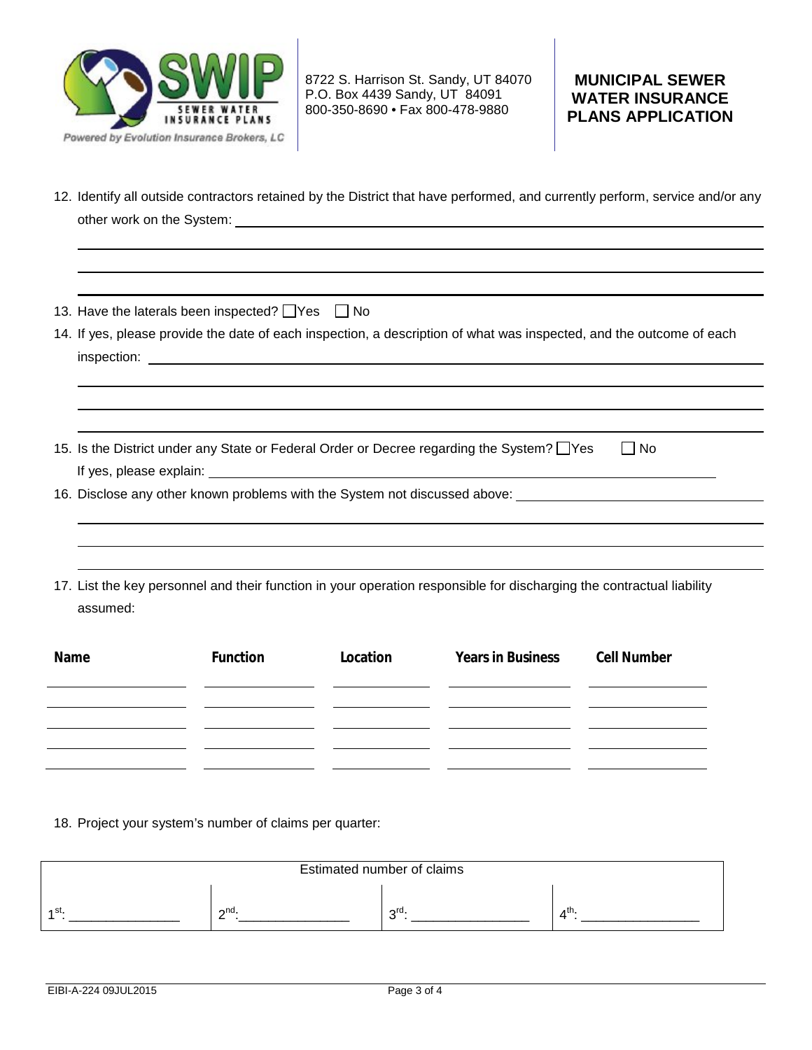8722 S. Harrison St. Sandy, UT 84070
P.O. Box 4439 Sandy, UT 84091
800-350-8690 • Fax 800-478-9880

**MUNICIPAL SEWER WATER INSURANCE PLANS APPLICATION**

12. Identify all outside contractors retained by the District that have performed, and currently perform, service and/or any other work on the System: ____________________

13. Have the laterals been inspected? ☐ Yes ☐ No

14. If yes, please provide the date of each inspection, a description of what was inspected, and the outcome of each inspection: ____________________

15. Is the District under any State or Federal Order or Decree regarding the System? ☐ Yes ☐ No
    If yes, please explain: ____________________

16. Disclose any other known problems with the System not discussed above: ____________________

17. List the key personnel and their function in your operation responsible for discharging the contractual liability assumed:

| Name | Function | Location | Years in Business | Cell Number |
|---|---|---|---|---|
| | | | | |
| | | | | |
| | | | | |
| | | | | |
| | | | | |

18. Project your system's number of claims per quarter:

| Estimated number of claims | | | |
|---|---|---|---|
| 1st: ____________ | 2nd: ____________ | 3rd: ____________ | 4th: ____________ |

EIBI-A-224 09JUL2015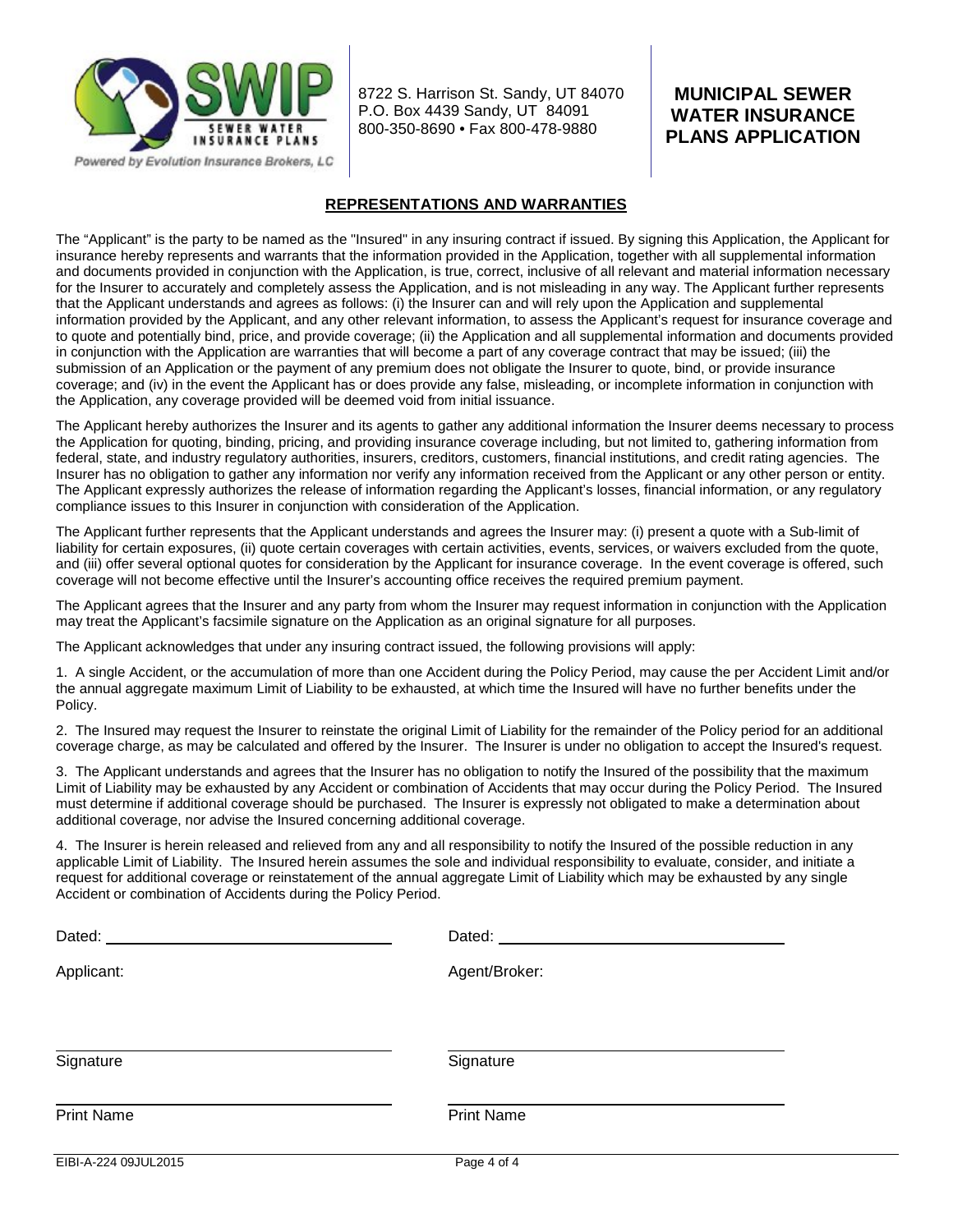8722 S. Harrison St. Sandy, UT 84070
P.O. Box 4439 Sandy, UT 84091
800-350-8690 • Fax 800-478-9880

# MUNICIPAL SEWER WATER INSURANCE PLANS APPLICATION

## REPRESENTATIONS AND WARRANTIES

The "Applicant" is the party to be named as the "Insured" in any insuring contract if issued. By signing this Application, the Applicant for insurance hereby represents and warrants that the information provided in the Application, together with all supplemental information and documents provided in conjunction with the Application, is true, correct, inclusive of all relevant and material information necessary for the Insurer to accurately and completely assess the Application, and is not misleading in any way. The Applicant further represents that the Applicant understands and agrees as follows: (i) the Insurer can and will rely upon the Application and supplemental information provided by the Applicant, and any other relevant information, to assess the Applicant's request for insurance coverage and to quote and potentially bind, price, and provide coverage; (ii) the Application and all supplemental information and documents provided in conjunction with the Application are warranties that will become a part of any coverage contract that may be issued; (iii) the submission of an Application or the payment of any premium does not obligate the Insurer to quote, bind, or provide insurance coverage; and (iv) in the event the Applicant has or does provide any false, misleading, or incomplete information in conjunction with the Application, any coverage provided will be deemed void from initial issuance.

The Applicant hereby authorizes the Insurer and its agents to gather any additional information the Insurer deems necessary to process the Application for quoting, binding, pricing, and providing insurance coverage including, but not limited to, gathering information from federal, state, and industry regulatory authorities, insurers, creditors, customers, financial institutions, and credit rating agencies. The Insurer has no obligation to gather any information nor verify any information received from the Applicant or any other person or entity. The Applicant expressly authorizes the release of information regarding the Applicant's losses, financial information, or any regulatory compliance issues to this Insurer in conjunction with consideration of the Application.

The Applicant further represents that the Applicant understands and agrees the Insurer may: (i) present a quote with a Sub-limit of liability for certain exposures, (ii) quote certain coverages with certain activities, events, services, or waivers excluded from the quote, and (iii) offer several optional quotes for consideration by the Applicant for insurance coverage. In the event coverage is offered, such coverage will not become effective until the Insurer's accounting office receives the required premium payment.

The Applicant agrees that the Insurer and any party from whom the Insurer may request information in conjunction with the Application may treat the Applicant's facsimile signature on the Application as an original signature for all purposes.

The Applicant acknowledges that under any insuring contract issued, the following provisions will apply:

1. A single Accident, or the accumulation of more than one Accident during the Policy Period, may cause the per Accident Limit and/or the annual aggregate maximum Limit of Liability to be exhausted, at which time the Insured will have no further benefits under the Policy.

2. The Insured may request the Insurer to reinstate the original Limit of Liability for the remainder of the Policy period for an additional coverage charge, as may be calculated and offered by the Insurer. The Insurer is under no obligation to accept the Insured's request.

3. The Applicant understands and agrees that the Insurer has no obligation to notify the Insured of the possibility that the maximum Limit of Liability may be exhausted by any Accident or combination of Accidents that may occur during the Policy Period. The Insured must determine if additional coverage should be purchased. The Insurer is expressly not obligated to make a determination about additional coverage, nor advise the Insured concerning additional coverage.

4. The Insurer is herein released and relieved from any and all responsibility to notify the Insured of the possible reduction in any applicable Limit of Liability. The Insured herein assumes the sole and individual responsibility to evaluate, consider, and initiate a request for additional coverage or reinstatement of the annual aggregate Limit of Liability which may be exhausted by any single Accident or combination of Accidents during the Policy Period.

Dated: ______________________

Applicant:

______________________
Signature

______________________
Print Name

Dated: ______________________

Agent/Broker:

______________________
Signature

______________________
Print Name

EIBI-A-224 09JUL2015